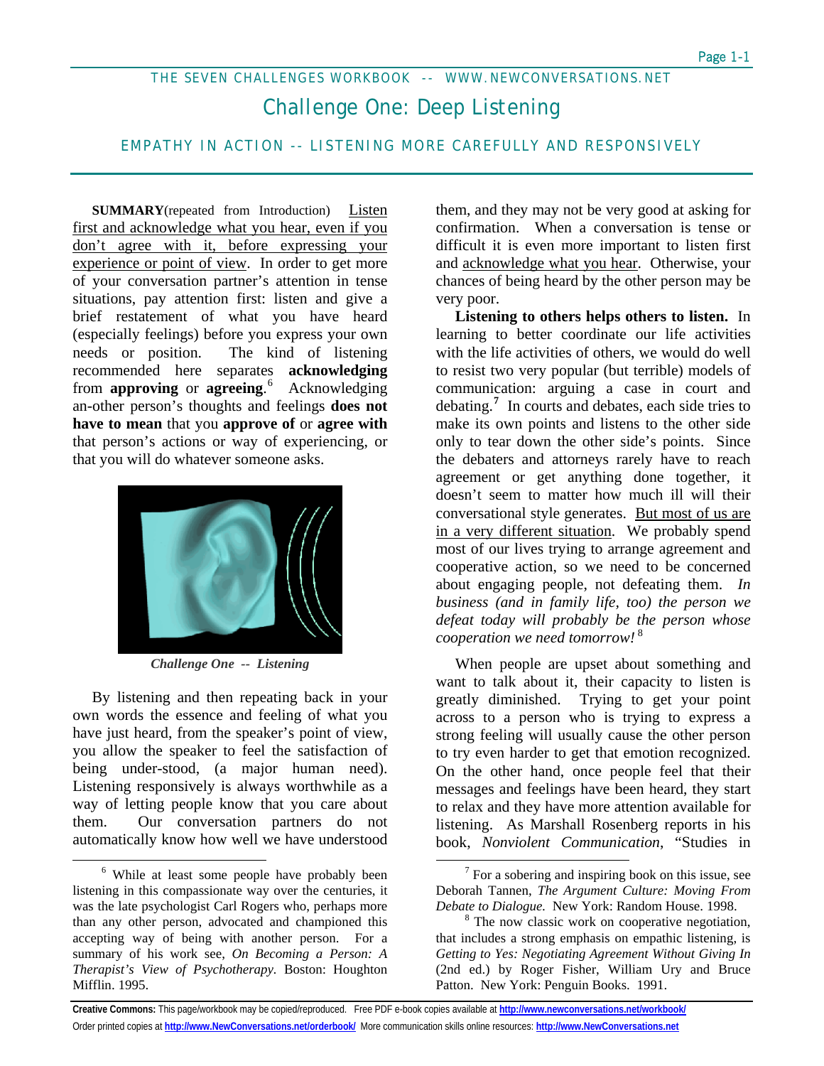THE SEVEN CHALLENGES WORKBOOK -- WWW.NEWCONVERSATIONS.NET

# Challenge One: Deep Listening

## EMPATHY IN ACTION -- LISTENING MORE CAREFULLY AND RESPONSIVELY

**SUMMARY**(repeated from Introduction) Listen first and acknowledge what you hear, even if you don't agree with it, before expressing your experience or point of view. In order to get more of your conversation partner's attention in tense situations, pay attention first: listen and give a brief restatement of what you have heard (especially feelings) before you express your own needs or position. The kind of listening recommended here separates **acknowledging** from **approving** or **agreeing**.[6] Acknowledging an-other person's thoughts and feelings **does not have to mean** that you **approve of** or **agree with** that person's actions or way of experiencing, or that you will do whatever someone asks.

*Challenge One -- Listening*

By listening and then repeating back in your own words the essence and feeling of what you have just heard, from the speaker's point of view, you allow the speaker to feel the satisfaction of being under-stood, (a major human need). Listening responsively is always worthwhile as a way of letting people know that you care about them. Our conversation partners do not automatically know how well we have understood them, and they may not be very good at asking for confirmation. When a conversation is tense or difficult it is even more important to listen first and acknowledge what you hear. Otherwise, your chances of being heard by the other person may be very poor.

**Listening to others helps others to listen.** In learning to better coordinate our life activities with the life activities of others, we would do well to resist two very popular (but terrible) models of communication: arguing a case in court and debating.[7] In courts and debates, each side tries to make its own points and listens to the other side only to tear down the other side's points. Since the debaters and attorneys rarely have to reach agreement or get anything done together, it doesn't seem to matter how much ill will their conversational style generates. But most of us are in a very different situation. We probably spend most of our lives trying to arrange agreement and cooperative action, so we need to be concerned about engaging people, not defeating them. *In business (and in family life, too) the person we defeat today will probably be the person whose cooperation we need tomorrow!*[8]

When people are upset about something and want to talk about it, their capacity to listen is greatly diminished. Trying to get your point across to a person who is trying to express a strong feeling will usually cause the other person to try even harder to get that emotion recognized. On the other hand, once people feel that their messages and feelings have been heard, they start to relax and they have more attention available for listening. As Marshall Rosenberg reports in his book, *Nonviolent Communication*, "Studies in

---

[6] While at least some people have probably been listening in this compassionate way over the centuries, it was the late psychologist Carl Rogers who, perhaps more than any other person, advocated and championed this accepting way of being with another person. For a summary of his work see, *On Becoming a Person: A Therapist's View of Psychotherapy*. Boston: Houghton Mifflin. 1995.

[7] For a sobering and inspiring book on this issue, see Deborah Tannen, *The Argument Culture: Moving From Debate to Dialogue.* New York: Random House. 1998.

[8] The now classic work on cooperative negotiation, that includes a strong emphasis on empathic listening, is *Getting to Yes: Negotiating Agreement Without Giving In* (2nd ed.) by Roger Fisher, William Ury and Bruce Patton. New York: Penguin Books. 1991.

**Creative Commons:** This page/workbook may be copied/reproduced. Free PDF e-book copies available at http://www.newconversations.net/workbook/
Order printed copies at http://www.NewConversations.net/orderbook/ More communication skills online resources: http://www.NewConversations.net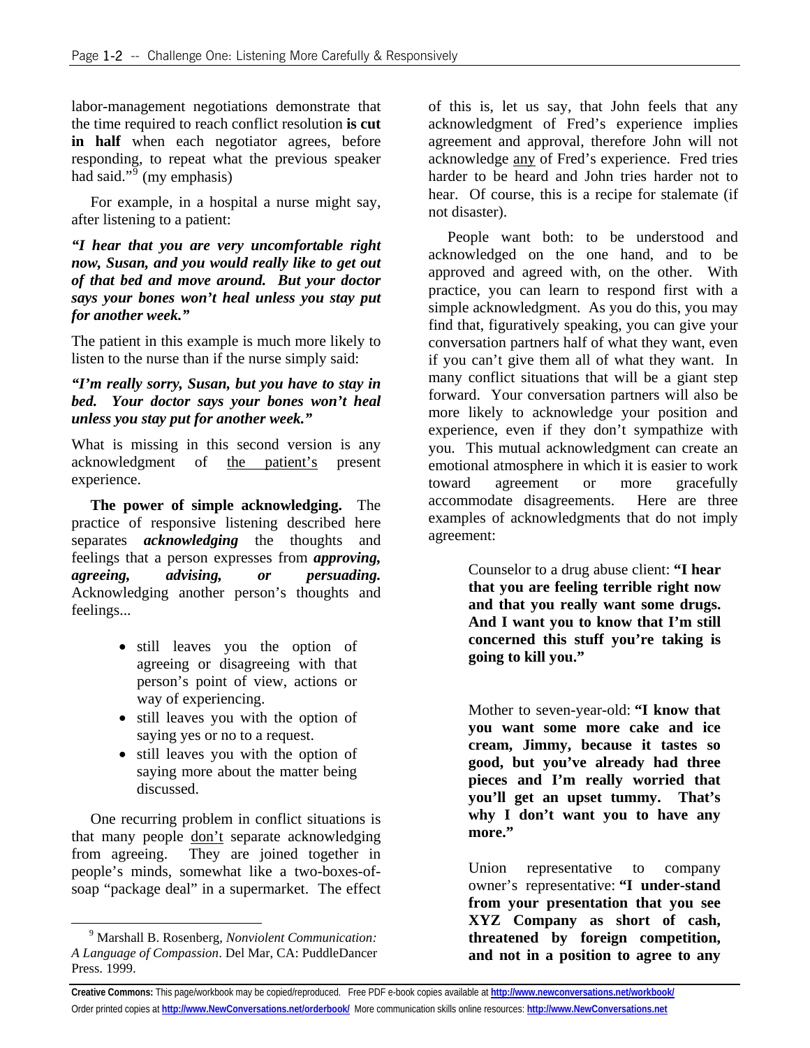labor-management negotiations demonstrate that the time required to reach conflict resolution **is cut in half** when each negotiator agrees, before responding, to repeat what the previous speaker had said."[9] (my emphasis)

For example, in a hospital a nurse might say, after listening to a patient:

***"I hear that you are very uncomfortable right now, Susan, and you would really like to get out of that bed and move around. But your doctor says your bones won't heal unless you stay put for another week."***

The patient in this example is much more likely to listen to the nurse than if the nurse simply said:

***"I'm really sorry, Susan, but you have to stay in bed. Your doctor says your bones won't heal unless you stay put for another week."***

What is missing in this second version is any acknowledgment of <u>the patient's</u> present experience.

**The power of simple acknowledging.** The practice of responsive listening described here separates ***acknowledging*** the thoughts and feelings that a person expresses from ***approving, agreeing, advising, or persuading.*** Acknowledging another person's thoughts and feelings...

- still leaves you the option of agreeing or disagreeing with that person's point of view, actions or way of experiencing.
- still leaves you with the option of saying yes or no to a request.
- still leaves you with the option of saying more about the matter being discussed.

One recurring problem in conflict situations is that many people <u>don't</u> separate acknowledging from agreeing. They are joined together in people's minds, somewhat like a two-boxes-of-soap "package deal" in a supermarket. The effect of this is, let us say, that John feels that any acknowledgment of Fred's experience implies agreement and approval, therefore John will not acknowledge <u>any</u> of Fred's experience. Fred tries harder to be heard and John tries harder not to hear. Of course, this is a recipe for stalemate (if not disaster).

People want both: to be understood and acknowledged on the one hand, and to be approved and agreed with, on the other. With practice, you can learn to respond first with a simple acknowledgment. As you do this, you may find that, figuratively speaking, you can give your conversation partners half of what they want, even if you can't give them all of what they want. In many conflict situations that will be a giant step forward. Your conversation partners will also be more likely to acknowledge your position and experience, even if they don't sympathize with you. This mutual acknowledgment can create an emotional atmosphere in which it is easier to work toward agreement or more gracefully accommodate disagreements. Here are three examples of acknowledgments that do not imply agreement:

> Counselor to a drug abuse client: **"I hear that you are feeling terrible right now and that you really want some drugs. And I want you to know that I'm still concerned this stuff you're taking is going to kill you."**

> Mother to seven-year-old: **"I know that you want some more cake and ice cream, Jimmy, because it tastes so good, but you've already had three pieces and I'm really worried that you'll get an upset tummy. That's why I don't want you to have any more."**

> Union representative to company owner's representative: **"I under-stand from your presentation that you see XYZ Company as short of cash, threatened by foreign competition, and not in a position to agree to any**

---

[9] Marshall B. Rosenberg, *Nonviolent Communication: A Language of Compassion*. Del Mar, CA: PuddleDancer Press. 1999.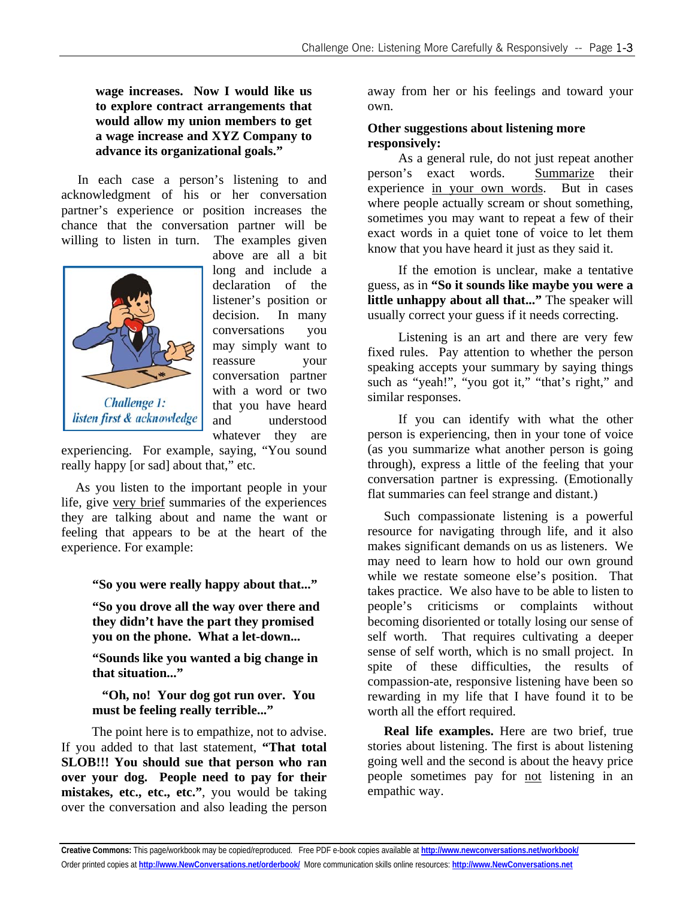**wage increases. Now I would like us to explore contract arrangements that would allow my union members to get a wage increase and XYZ Company to advance its organizational goals."**

In each case a person's listening to and acknowledgment of his or her conversation partner's experience or position increases the chance that the conversation partner will be willing to listen in turn. The examples given above are all a bit long and include a declaration of the listener's position or decision. In many conversations you may simply want to reassure your conversation partner with a word or two that you have heard and understood whatever they are experiencing. For example, saying, "You sound really happy [or sad] about that," etc.

Challenge 1:
listen first & acknowledge

As you listen to the important people in your life, give very brief summaries of the experiences they are talking about and name the want or feeling that appears to be at the heart of the experience. For example:

**"So you were really happy about that..."**

**"So you drove all the way over there and they didn't have the part they promised you on the phone. What a let-down...**

**"Sounds like you wanted a big change in that situation..."**

**"Oh, no! Your dog got run over. You must be feeling really terrible..."**

The point here is to empathize, not to advise. If you added to that last statement, **"That total SLOB!!! You should sue that person who ran over your dog. People need to pay for their mistakes, etc., etc., etc."**, you would be taking over the conversation and also leading the person away from her or his feelings and toward your own.

**Other suggestions about listening more responsively:**

As a general rule, do not just repeat another person's exact words. Summarize their experience in your own words. But in cases where people actually scream or shout something, sometimes you may want to repeat a few of their exact words in a quiet tone of voice to let them know that you have heard it just as they said it.

If the emotion is unclear, make a tentative guess, as in **"So it sounds like maybe you were a little unhappy about all that..."** The speaker will usually correct your guess if it needs correcting.

Listening is an art and there are very few fixed rules. Pay attention to whether the person speaking accepts your summary by saying things such as "yeah!", "you got it," "that's right," and similar responses.

If you can identify with what the other person is experiencing, then in your tone of voice (as you summarize what another person is going through), express a little of the feeling that your conversation partner is expressing. (Emotionally flat summaries can feel strange and distant.)

Such compassionate listening is a powerful resource for navigating through life, and it also makes significant demands on us as listeners. We may need to learn how to hold our own ground while we restate someone else's position. That takes practice. We also have to be able to listen to people's criticisms or complaints without becoming disoriented or totally losing our sense of self worth. That requires cultivating a deeper sense of self worth, which is no small project. In spite of these difficulties, the results of compassion-ate, responsive listening have been so rewarding in my life that I have found it to be worth all the effort required.

**Real life examples.** Here are two brief, true stories about listening. The first is about listening going well and the second is about the heavy price people sometimes pay for not listening in an empathic way.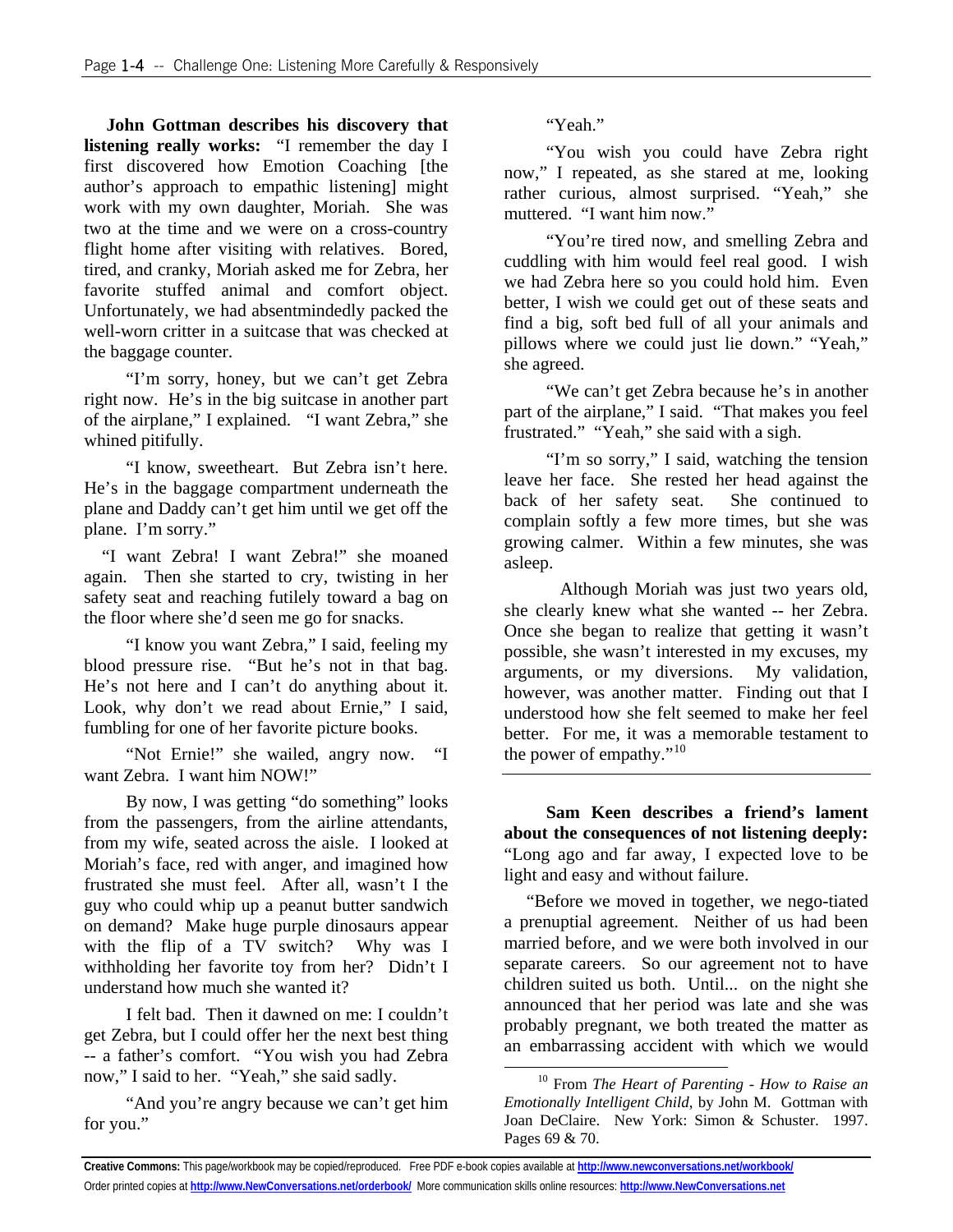**John Gottman describes his discovery that listening really works:** "I remember the day I first discovered how Emotion Coaching [the author's approach to empathic listening] might work with my own daughter, Moriah. She was two at the time and we were on a cross-country flight home after visiting with relatives. Bored, tired, and cranky, Moriah asked me for Zebra, her favorite stuffed animal and comfort object. Unfortunately, we had absentmindedly packed the well-worn critter in a suitcase that was checked at the baggage counter.

"I'm sorry, honey, but we can't get Zebra right now. He's in the big suitcase in another part of the airplane," I explained. "I want Zebra," she whined pitifully.

"I know, sweetheart. But Zebra isn't here. He's in the baggage compartment underneath the plane and Daddy can't get him until we get off the plane. I'm sorry."

"I want Zebra! I want Zebra!" she moaned again. Then she started to cry, twisting in her safety seat and reaching futilely toward a bag on the floor where she'd seen me go for snacks.

"I know you want Zebra," I said, feeling my blood pressure rise. "But he's not in that bag. He's not here and I can't do anything about it. Look, why don't we read about Ernie," I said, fumbling for one of her favorite picture books.

"Not Ernie!" she wailed, angry now. "I want Zebra. I want him NOW!"

By now, I was getting "do something" looks from the passengers, from the airline attendants, from my wife, seated across the aisle. I looked at Moriah's face, red with anger, and imagined how frustrated she must feel. After all, wasn't I the guy who could whip up a peanut butter sandwich on demand? Make huge purple dinosaurs appear with the flip of a TV switch? Why was I withholding her favorite toy from her? Didn't I understand how much she wanted it?

I felt bad. Then it dawned on me: I couldn't get Zebra, but I could offer her the next best thing -- a father's comfort. "You wish you had Zebra now," I said to her. "Yeah," she said sadly.

"And you're angry because we can't get him for you."

"Yeah."

"You wish you could have Zebra right now," I repeated, as she stared at me, looking rather curious, almost surprised. "Yeah," she muttered. "I want him now."

"You're tired now, and smelling Zebra and cuddling with him would feel real good. I wish we had Zebra here so you could hold him. Even better, I wish we could get out of these seats and find a big, soft bed full of all your animals and pillows where we could just lie down." "Yeah," she agreed.

"We can't get Zebra because he's in another part of the airplane," I said. "That makes you feel frustrated." "Yeah," she said with a sigh.

"I'm so sorry," I said, watching the tension leave her face. She rested her head against the back of her safety seat. She continued to complain softly a few more times, but she was growing calmer. Within a few minutes, she was asleep.

Although Moriah was just two years old, she clearly knew what she wanted -- her Zebra. Once she began to realize that getting it wasn't possible, she wasn't interested in my excuses, my arguments, or my diversions. My validation, however, was another matter. Finding out that I understood how she felt seemed to make her feel better. For me, it was a memorable testament to the power of empathy."[10]

---

**Sam Keen describes a friend's lament about the consequences of not listening deeply:** "Long ago and far away, I expected love to be light and easy and without failure.

"Before we moved in together, we nego-tiated a prenuptial agreement. Neither of us had been married before, and we were both involved in our separate careers. So our agreement not to have children suited us both. Until... on the night she announced that her period was late and she was probably pregnant, we both treated the matter as an embarrassing accident with which we would

[10] From *The Heart of Parenting - How to Raise an Emotionally Intelligent Child*, by John M. Gottman with Joan DeClaire. New York: Simon & Schuster. 1997. Pages 69 & 70.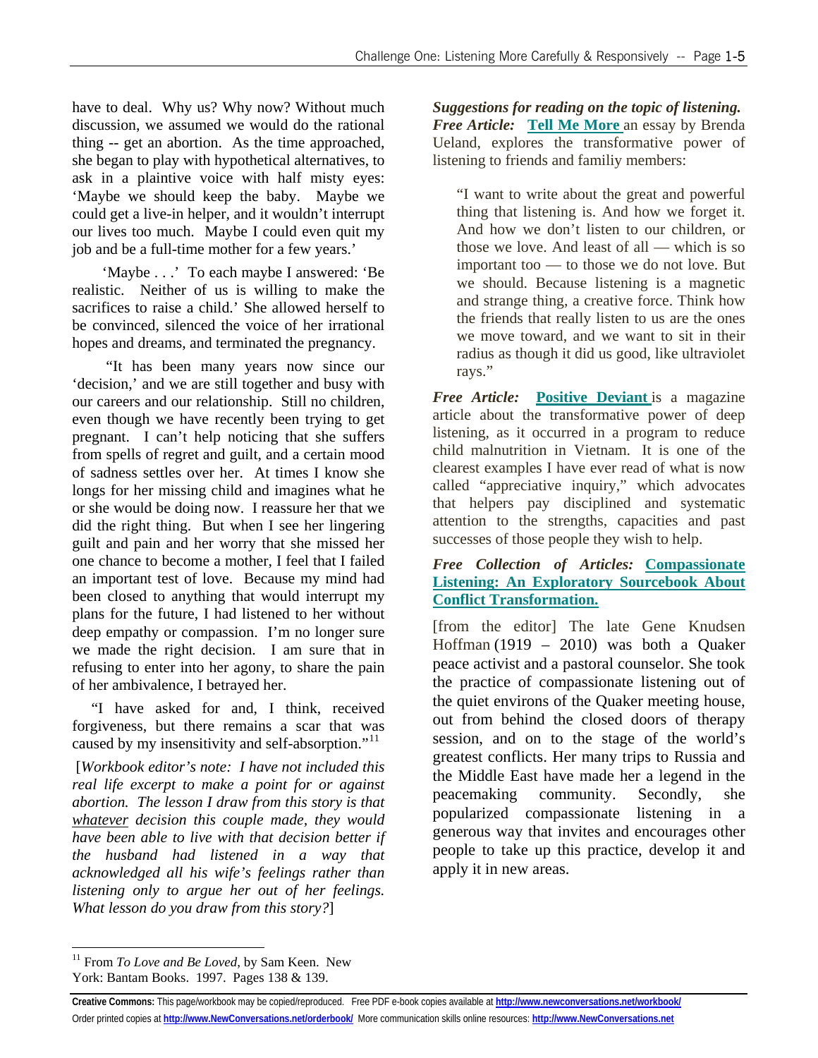have to deal. Why us? Why now? Without much discussion, we assumed we would do the rational thing -- get an abortion. As the time approached, she began to play with hypothetical alternatives, to ask in a plaintive voice with half misty eyes: 'Maybe we should keep the baby. Maybe we could get a live-in helper, and it wouldn't interrupt our lives too much. Maybe I could even quit my job and be a full-time mother for a few years.'

'Maybe . . .' To each maybe I answered: 'Be realistic. Neither of us is willing to make the sacrifices to raise a child.' She allowed herself to be convinced, silenced the voice of her irrational hopes and dreams, and terminated the pregnancy.

"It has been many years now since our 'decision,' and we are still together and busy with our careers and our relationship. Still no children, even though we have recently been trying to get pregnant. I can't help noticing that she suffers from spells of regret and guilt, and a certain mood of sadness settles over her. At times I know she longs for her missing child and imagines what he or she would be doing now. I reassure her that we did the right thing. But when I see her lingering guilt and pain and her worry that she missed her one chance to become a mother, I feel that I failed an important test of love. Because my mind had been closed to anything that would interrupt my plans for the future, I had listened to her without deep empathy or compassion. I'm no longer sure we made the right decision. I am sure that in refusing to enter into her agony, to share the pain of her ambivalence, I betrayed her.

"I have asked for and, I think, received forgiveness, but there remains a scar that was caused by my insensitivity and self-absorption."[11]

[*Workbook editor's note: I have not included this real life excerpt to make a point for or against abortion. The lesson I draw from this story is that <u>whatever</u> decision this couple made, they would have been able to live with that decision better if the husband had listened in a way that acknowledged all his wife's feelings rather than listening only to argue her out of her feelings. What lesson do you draw from this story?*]

***Suggestions for reading on the topic of listening.***

***Free Article:*** **Tell Me More** an essay by Brenda Ueland, explores the transformative power of listening to friends and familiy members:

> "I want to write about the great and powerful thing that listening is. And how we forget it. And how we don't listen to our children, or those we love. And least of all — which is so important too — to those we do not love. But we should. Because listening is a magnetic and strange thing, a creative force. Think how the friends that really listen to us are the ones we move toward, and we want to sit in their radius as though it did us good, like ultraviolet rays."

***Free Article:*** **Positive Deviant** is a magazine article about the transformative power of deep listening, as it occurred in a program to reduce child malnutrition in Vietnam. It is one of the clearest examples I have ever read of what is now called "appreciative inquiry," which advocates that helpers pay disciplined and systematic attention to the strengths, capacities and past successes of those people they wish to help.

***Free Collection of Articles:*** **Compassionate Listening: An Exploratory Sourcebook About Conflict Transformation.**

[from the editor] The late Gene Knudsen Hoffman (1919 – 2010) was both a Quaker peace activist and a pastoral counselor. She took the practice of compassionate listening out of the quiet environs of the Quaker meeting house, out from behind the closed doors of therapy session, and on to the stage of the world's greatest conflicts. Her many trips to Russia and the Middle East have made her a legend in the peacemaking community. Secondly, she popularized compassionate listening in a generous way that invites and encourages other people to take up this practice, develop it and apply it in new areas.

---

[11] From *To Love and Be Loved*, by Sam Keen. New York: Bantam Books. 1997. Pages 138 & 139.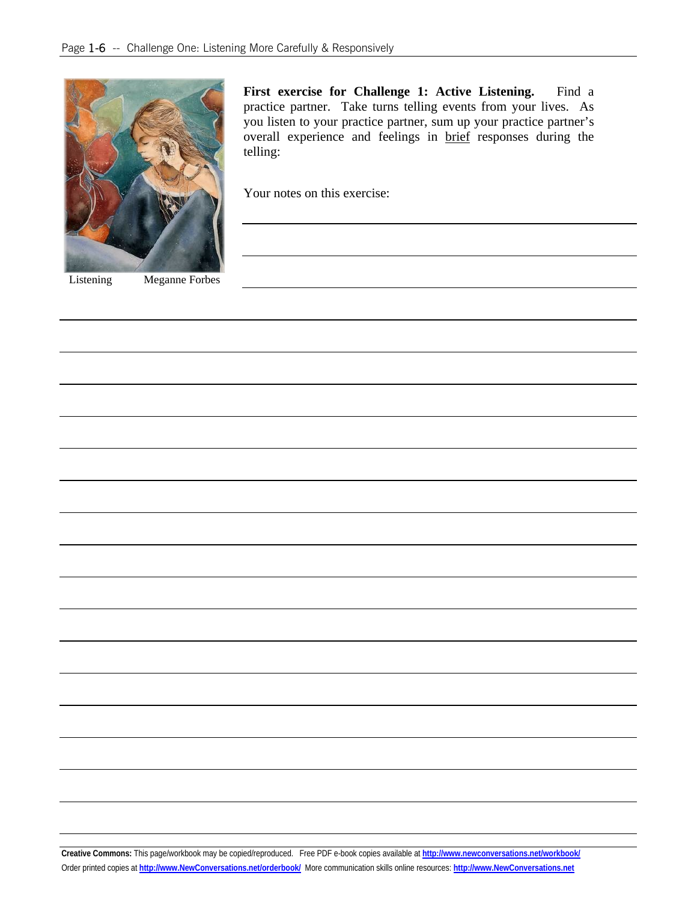Listening Meganne Forbes

**First exercise for Challenge 1: Active Listening.** Find a practice partner. Take turns telling events from your lives. As you listen to your practice partner, sum up your practice partner's overall experience and feelings in brief responses during the telling:

Your notes on this exercise:

**Creative Commons:** This page/workbook may be copied/reproduced. Free PDF e-book copies available at http://www.newconversations.net/workbook/
Order printed copies at http://www.NewConversations.net/orderbook/ More communication skills online resources: http://www.NewConversations.net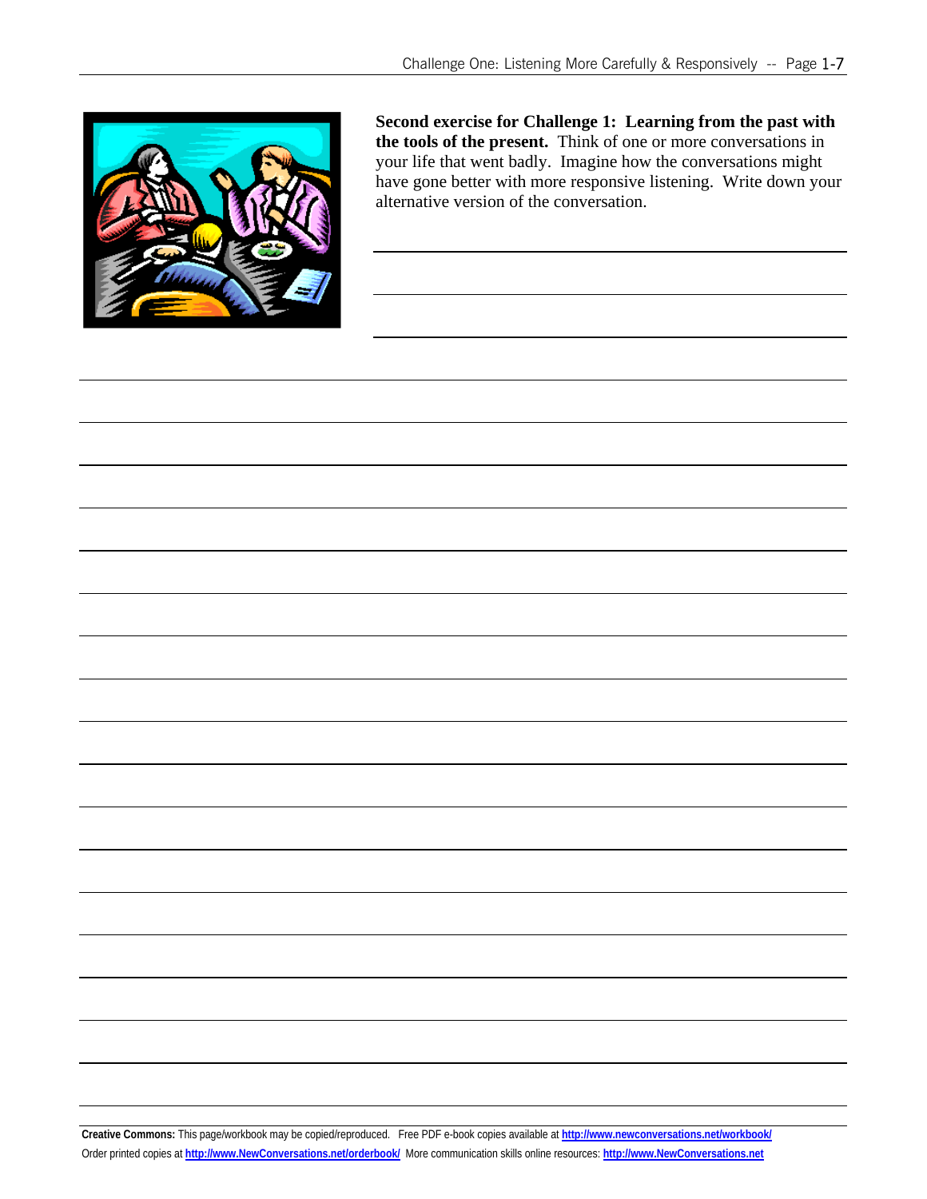**Second exercise for Challenge 1: Learning from the past with the tools of the present.** Think of one or more conversations in your life that went badly. Imagine how the conversations might have gone better with more responsive listening. Write down your alternative version of the conversation.

**Creative Commons:** This page/workbook may be copied/reproduced. Free PDF e-book copies available at http://www.newconversations.net/workbook/

Order printed copies at http://www.NewConversations.net/orderbook/ More communication skills online resources: http://www.NewConversations.net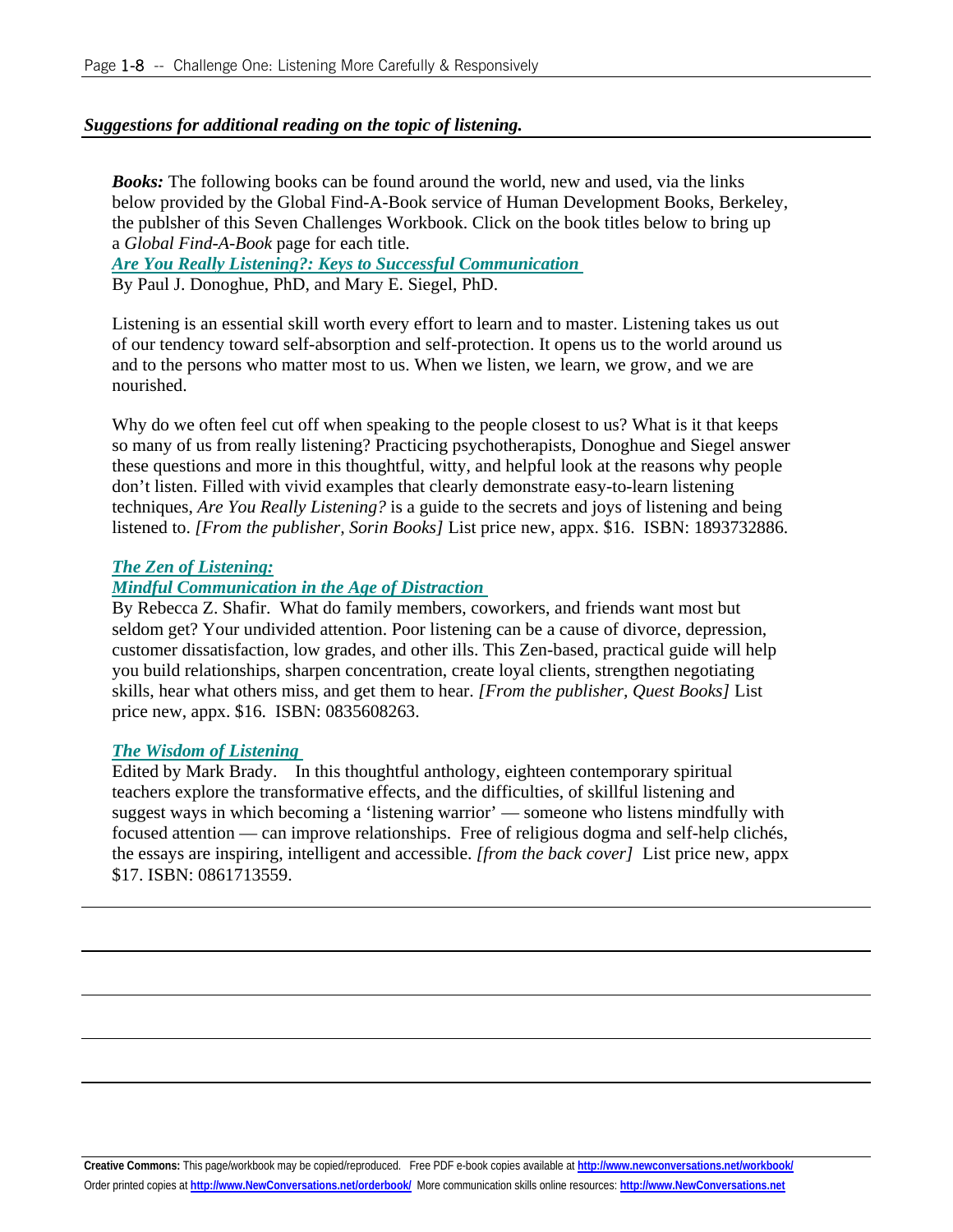***Suggestions for additional reading on the topic of listening.***

***Books:*** The following books can be found around the world, new and used, via the links below provided by the Global Find-A-Book service of Human Development Books, Berkeley, the publsher of this Seven Challenges Workbook. Click on the book titles below to bring up a *Global Find-A-Book* page for each title.

***Are You Really Listening?: Keys to Successful Communication***
By Paul J. Donoghue, PhD, and Mary E. Siegel, PhD.

Listening is an essential skill worth every effort to learn and to master. Listening takes us out of our tendency toward self-absorption and self-protection. It opens us to the world around us and to the persons who matter most to us. When we listen, we learn, we grow, and we are nourished.

Why do we often feel cut off when speaking to the people closest to us? What is it that keeps so many of us from really listening? Practicing psychotherapists, Donoghue and Siegel answer these questions and more in this thoughtful, witty, and helpful look at the reasons why people don't listen. Filled with vivid examples that clearly demonstrate easy-to-learn listening techniques, *Are You Really Listening?* is a guide to the secrets and joys of listening and being listened to. *[From the publisher, Sorin Books]* List price new, appx. $16. ISBN: 1893732886.

***The Zen of Listening: Mindful Communication in the Age of Distraction***
By Rebecca Z. Shafir. What do family members, coworkers, and friends want most but seldom get? Your undivided attention. Poor listening can be a cause of divorce, depression, customer dissatisfaction, low grades, and other ills. This Zen-based, practical guide will help you build relationships, sharpen concentration, create loyal clients, strengthen negotiating skills, hear what others miss, and get them to hear. *[From the publisher, Quest Books]* List price new, appx. $16. ISBN: 0835608263.

***The Wisdom of Listening***
Edited by Mark Brady. In this thoughtful anthology, eighteen contemporary spiritual teachers explore the transformative effects, and the difficulties, of skillful listening and suggest ways in which becoming a 'listening warrior' — someone who listens mindfully with focused attention — can improve relationships. Free of religious dogma and self-help clichés, the essays are inspiring, intelligent and accessible. *[from the back cover]* List price new, appx $17. ISBN: 0861713559.